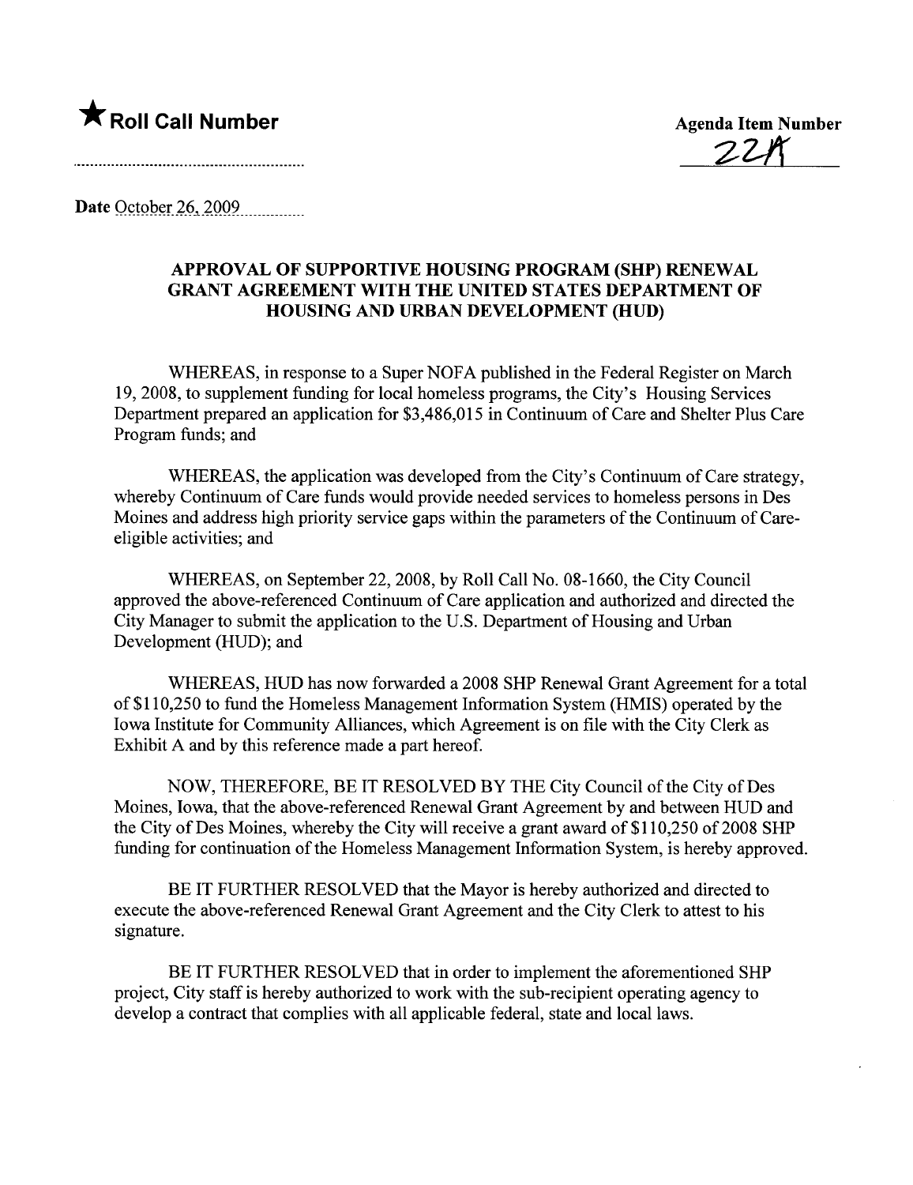★ **Roll Call Number**

**Agenda Item Number**

22A

**Date** October 26, 2009

## APPROVAL OF SUPPORTIVE HOUSING PROGRAM (SHP) RENEWAL GRANT AGREEMENT WITH THE UNITED STATES DEPARTMENT OF HOUSING AND URBAN DEVELOPMENT (HUD)

WHEREAS, in response to a Super NOFA published in the Federal Register on March 19, 2008, to supplement funding for local homeless programs, the City's Housing Services Department prepared an application for $3,486,015 in Continuum of Care and Shelter Plus Care Program funds; and

WHEREAS, the application was developed from the City's Continuum of Care strategy, whereby Continuum of Care funds would provide needed services to homeless persons in Des Moines and address high priority service gaps within the parameters of the Continuum of Care-eligible activities; and

WHEREAS, on September 22, 2008, by Roll Call No. 08-1660, the City Council approved the above-referenced Continuum of Care application and authorized and directed the City Manager to submit the application to the U.S. Department of Housing and Urban Development (HUD); and

WHEREAS, HUD has now forwarded a 2008 SHP Renewal Grant Agreement for a total of $110,250 to fund the Homeless Management Information System (HMIS) operated by the Iowa Institute for Community Alliances, which Agreement is on file with the City Clerk as Exhibit A and by this reference made a part hereof.

NOW, THEREFORE, BE IT RESOLVED BY THE City Council of the City of Des Moines, Iowa, that the above-referenced Renewal Grant Agreement by and between HUD and the City of Des Moines, whereby the City will receive a grant award of $110,250 of 2008 SHP funding for continuation of the Homeless Management Information System, is hereby approved.

BE IT FURTHER RESOLVED that the Mayor is hereby authorized and directed to execute the above-referenced Renewal Grant Agreement and the City Clerk to attest to his signature.

BE IT FURTHER RESOLVED that in order to implement the aforementioned SHP project, City staff is hereby authorized to work with the sub-recipient operating agency to develop a contract that complies with all applicable federal, state and local laws.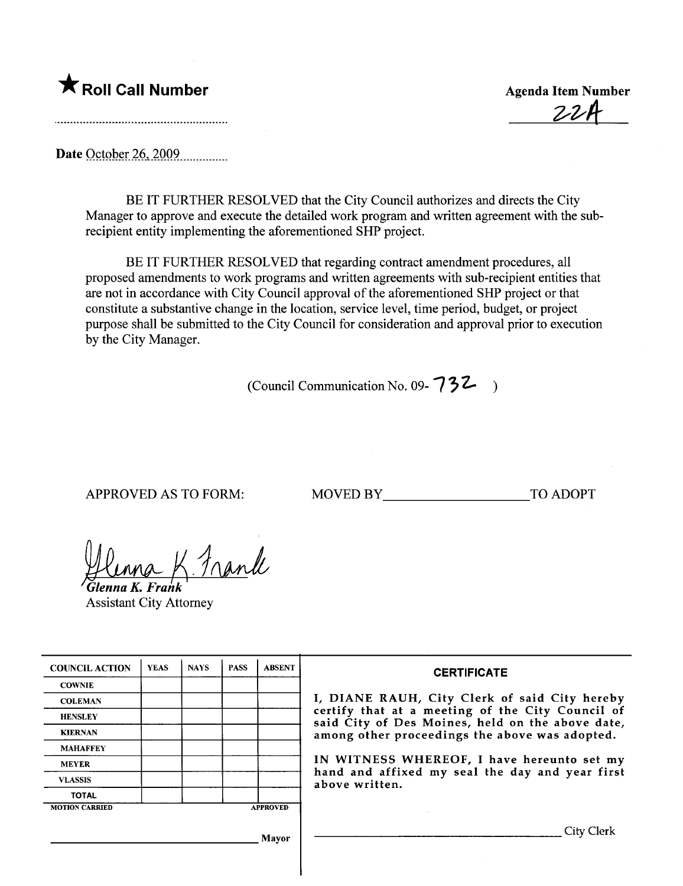★ **Roll Call Number**

..........................................................

**Agenda Item Number**

22A

**Date** October 26, 2009

BE IT FURTHER RESOLVED that the City Council authorizes and directs the City Manager to approve and execute the detailed work program and written agreement with the sub-recipient entity implementing the aforementioned SHP project.

BE IT FURTHER RESOLVED that regarding contract amendment procedures, all proposed amendments to work programs and written agreements with sub-recipient entities that are not in accordance with City Council approval of the aforementioned SHP project or that constitute a substantive change in the location, service level, time period, budget, or project purpose shall be submitted to the City Council for consideration and approval prior to execution by the City Manager.

(Council Communication No. 09- 732 )

APPROVED AS TO FORM:

MOVED BY____________________TO ADOPT

*Glenna K. Frank*
Assistant City Attorney

| COUNCIL ACTION | YEAS | NAYS | PASS | ABSENT |
|---|---|---|---|---|
| COWNIE | | | | |
| COLEMAN | | | | |
| HENSLEY | | | | |
| KIERNAN | | | | |
| MAHAFFEY | | | | |
| MEYER | | | | |
| VLASSIS | | | | |
| TOTAL | | | | |

MOTION CARRIED APPROVED

______________________________ Mayor

**CERTIFICATE**

I, DIANE RAUH, City Clerk of said City hereby certify that at a meeting of the City Council of said City of Des Moines, held on the above date, among other proceedings the above was adopted.

IN WITNESS WHEREOF, I have hereunto set my hand and affixed my seal the day and year first above written.

______________________________ City Clerk